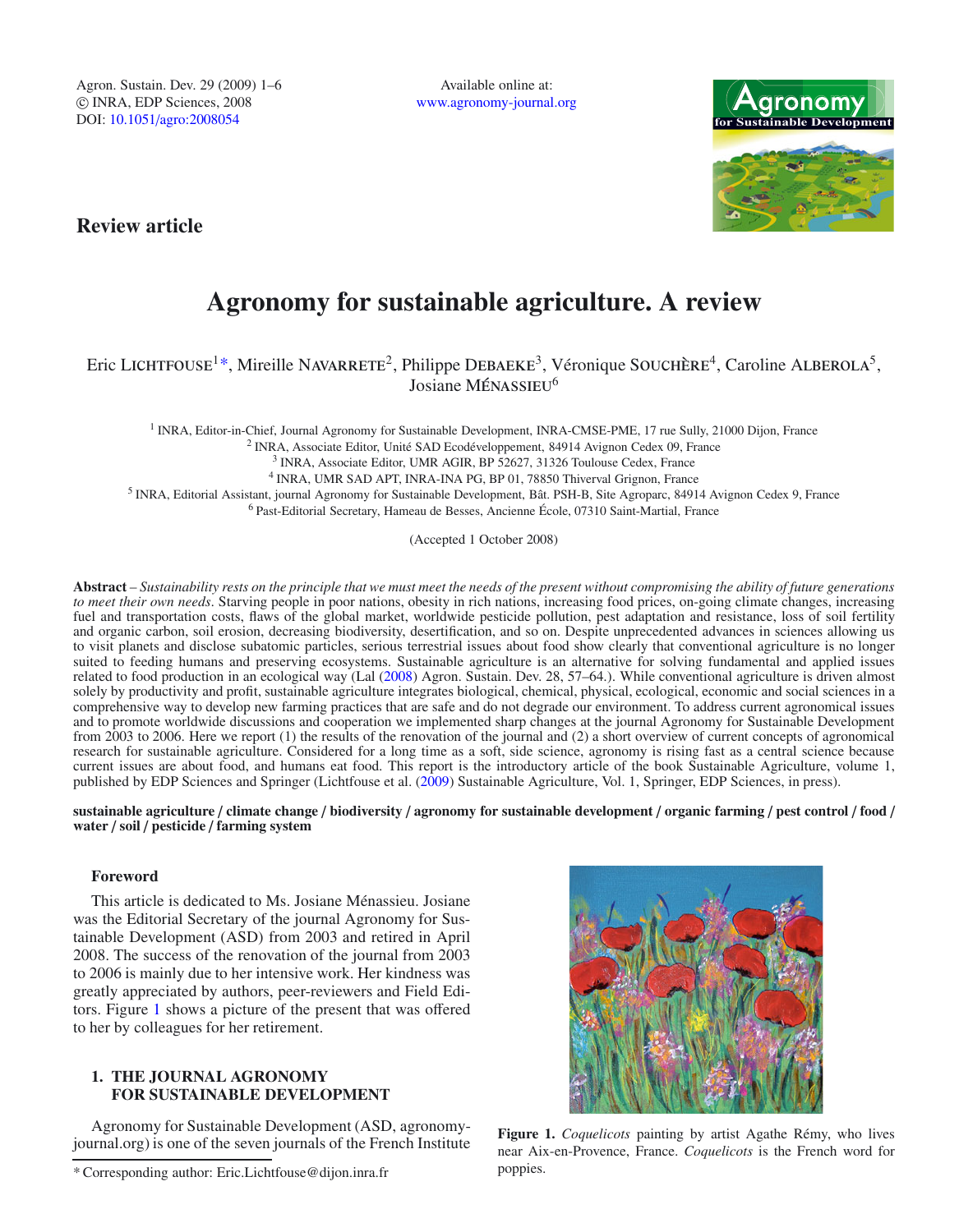Review article

# Agronomy for sustainable agriculture. A review

Eric LICHTFOUSE[1*], Mireille NAVARRETE[2], Philippe DEBAEKE[3], Véronique SOUCHÈRE[4], Caroline ALBEROLA[5], Josiane MÉNASSIEU[6]

[1] INRA, Editor-in-Chief, Journal Agronomy for Sustainable Development, INRA-CMSE-PME, 17 rue Sully, 21000 Dijon, France
[2] INRA, Associate Editor, Unité SAD Ecodéveloppement, 84914 Avignon Cedex 09, France
[3] INRA, Associate Editor, UMR AGIR, BP 52627, 31326 Toulouse Cedex, France
[4] INRA, UMR SAD APT, INRA-INA PG, BP 01, 78850 Thiverval Grignon, France
[5] INRA, Editorial Assistant, journal Agronomy for Sustainable Development, Bât. PSH-B, Site Agroparc, 84914 Avignon Cedex 9, France
[6] Past-Editorial Secretary, Hameau de Besses, Ancienne École, 07310 Saint-Martial, France

(Accepted 1 October 2008)

**Abstract** – *Sustainability rests on the principle that we must meet the needs of the present without compromising the ability of future generations to meet their own needs*. Starving people in poor nations, obesity in rich nations, increasing food prices, on-going climate changes, increasing fuel and transportation costs, flaws of the global market, worldwide pesticide pollution, pest adaptation and resistance, loss of soil fertility and organic carbon, soil erosion, decreasing biodiversity, desertification, and so on. Despite unprecedented advances in sciences allowing us to visit planets and disclose subatomic particles, serious terrestrial issues about food show clearly that conventional agriculture is no longer suited to feeding humans and preserving ecosystems. Sustainable agriculture is an alternative for solving fundamental and applied issues related to food production in an ecological way (Lal (2008) Agron. Sustain. Dev. 28, 57–64.). While conventional agriculture is driven almost solely by productivity and profit, sustainable agriculture integrates biological, chemical, physical, ecological, economic and social sciences in a comprehensive way to develop new farming practices that are safe and do not degrade our environment. To address current agronomical issues and to promote worldwide discussions and cooperation we implemented sharp changes at the journal Agronomy for Sustainable Development from 2003 to 2006. Here we report (1) the results of the renovation of the journal and (2) a short overview of current concepts of agronomical research for sustainable agriculture. Considered for a long time as a soft, side science, agronomy is rising fast as a central science because current issues are about food, and humans eat food. This report is the introductory article of the book Sustainable Agriculture, volume 1, published by EDP Sciences and Springer (Lichtfouse et al. (2009) Sustainable Agriculture, Vol. 1, Springer, EDP Sciences, in press).

**sustainable agriculture / climate change / biodiversity / agronomy for sustainable development / organic farming / pest control / food / water / soil / pesticide / farming system**

## Foreword

This article is dedicated to Ms. Josiane Ménassieu. Josiane was the Editorial Secretary of the journal Agronomy for Sustainable Development (ASD) from 2003 and retired in April 2008. The success of the renovation of the journal from 2003 to 2006 is mainly due to her intensive work. Her kindness was greatly appreciated by authors, peer-reviewers and Field Editors. Figure 1 shows a picture of the present that was offered to her by colleagues for her retirement.

**Figure 1.** *Coquelicots* painting by artist Agathe Rémy, who lives near Aix-en-Provence, France. *Coquelicots* is the French word for poppies.

## 1. THE JOURNAL AGRONOMY FOR SUSTAINABLE DEVELOPMENT

Agronomy for Sustainable Development (ASD, agronomy-journal.org) is one of the seven journals of the French Institute

* Corresponding author: Eric.Lichtfouse@dijon.inra.fr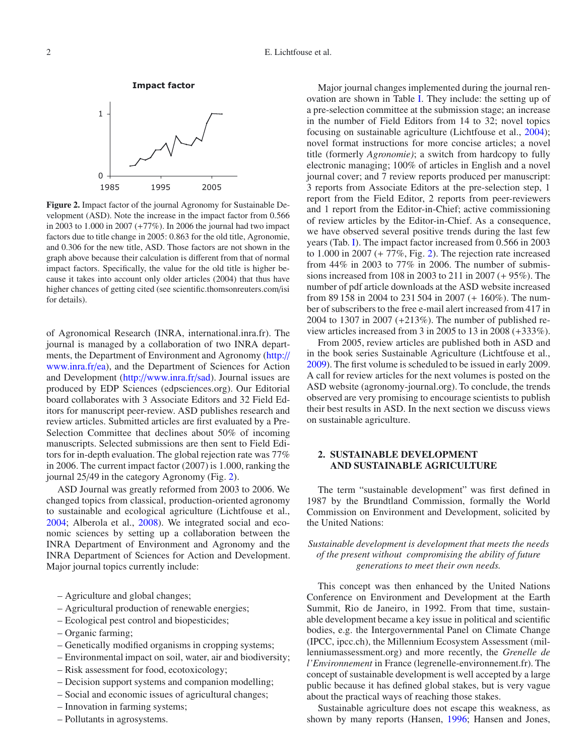Figure 2. Impact factor of the journal Agronomy for Sustainable Development (ASD). Note the increase in the impact factor from 0.566 in 2003 to 1.000 in 2007 (+77%). In 2006 the journal had two impact factors due to title change in 2005: 0.863 for the old title, Agronomie, and 0.306 for the new title, ASD. Those factors are not shown in the graph above because their calculation is different from that of normal impact factors. Specifically, the value for the old title is higher because it takes into account only older articles (2004) that thus have higher chances of getting cited (see scientific.thomsonreuters.com/isi for details).

of Agronomical Research (INRA, international.inra.fr). The journal is managed by a collaboration of two INRA departments, the Department of Environment and Agronomy (http://www.inra.fr/ea), and the Department of Sciences for Action and Development (http://www.inra.fr/sad). Journal issues are produced by EDP Sciences (edpsciences.org). Our Editorial board collaborates with 3 Associate Editors and 32 Field Editors for manuscript peer-review. ASD publishes research and review articles. Submitted articles are first evaluated by a Pre-Selection Committee that declines about 50% of incoming manuscripts. Selected submissions are then sent to Field Editors for in-depth evaluation. The global rejection rate was 77% in 2006. The current impact factor (2007) is 1.000, ranking the journal 25/49 in the category Agronomy (Fig. 2).

ASD Journal was greatly reformed from 2003 to 2006. We changed topics from classical, production-oriented agronomy to sustainable and ecological agriculture (Lichtfouse et al., 2004; Alberola et al., 2008). We integrated social and economic sciences by setting up a collaboration between the INRA Department of Environment and Agronomy and the INRA Department of Sciences for Action and Development. Major journal topics currently include:

– Agriculture and global changes;
– Agricultural production of renewable energies;
– Ecological pest control and biopesticides;
– Organic farming;
– Genetically modified organisms in cropping systems;
– Environmental impact on soil, water, air and biodiversity;
– Risk assessment for food, ecotoxicology;
– Decision support systems and companion modelling;
– Social and economic issues of agricultural changes;
– Innovation in farming systems;
– Pollutants in agrosystems.

Major journal changes implemented during the journal renovation are shown in Table I. They include: the setting up of a pre-selection committee at the submission stage; an increase in the number of Field Editors from 14 to 32; novel topics focusing on sustainable agriculture (Lichtfouse et al., 2004); novel format instructions for more concise articles; a novel title (formerly *Agronomie)*; a switch from hardcopy to fully electronic managing; 100% of articles in English and a novel journal cover; and 7 review reports produced per manuscript: 3 reports from Associate Editors at the pre-selection step, 1 report from the Field Editor, 2 reports from peer-reviewers and 1 report from the Editor-in-Chief; active commissioning of review articles by the Editor-in-Chief. As a consequence, we have observed several positive trends during the last few years (Tab. I). The impact factor increased from 0.566 in 2003 to 1.000 in 2007 (+ 77%, Fig. 2). The rejection rate increased from 44% in 2003 to 77% in 2006. The number of submissions increased from 108 in 2003 to 211 in 2007 (+ 95%). The number of pdf article downloads at the ASD website increased from 89 158 in 2004 to 231 504 in 2007 (+ 160%). The number of subscribers to the free e-mail alert increased from 417 in 2004 to 1307 in 2007 (+213%). The number of published review articles increased from 3 in 2005 to 13 in 2008 (+333%).

From 2005, review articles are published both in ASD and in the book series Sustainable Agriculture (Lichtfouse et al., 2009). The first volume is scheduled to be issued in early 2009. A call for review articles for the next volumes is posted on the ASD website (agronomy-journal.org). To conclude, the trends observed are very promising to encourage scientists to publish their best results in ASD. In the next section we discuss views on sustainable agriculture.

## 2. SUSTAINABLE DEVELOPMENT AND SUSTAINABLE AGRICULTURE

The term "sustainable development" was first defined in 1987 by the Brundtland Commission, formally the World Commission on Environment and Development, solicited by the United Nations:

*Sustainable development is development that meets the needs of the present without compromising the ability of future generations to meet their own needs.*

This concept was then enhanced by the United Nations Conference on Environment and Development at the Earth Summit, Rio de Janeiro, in 1992. From that time, sustainable development became a key issue in political and scientific bodies, e.g. the Intergovernmental Panel on Climate Change (IPCC, ipcc.ch), the Millennium Ecosystem Assessment (millenniumassessment.org) and more recently, the *Grenelle de l'Environnement* in France (legrenelle-environnement.fr). The concept of sustainable development is well accepted by a large public because it has defined global stakes, but is very vague about the practical ways of reaching those stakes.

Sustainable agriculture does not escape this weakness, as shown by many reports (Hansen, 1996; Hansen and Jones,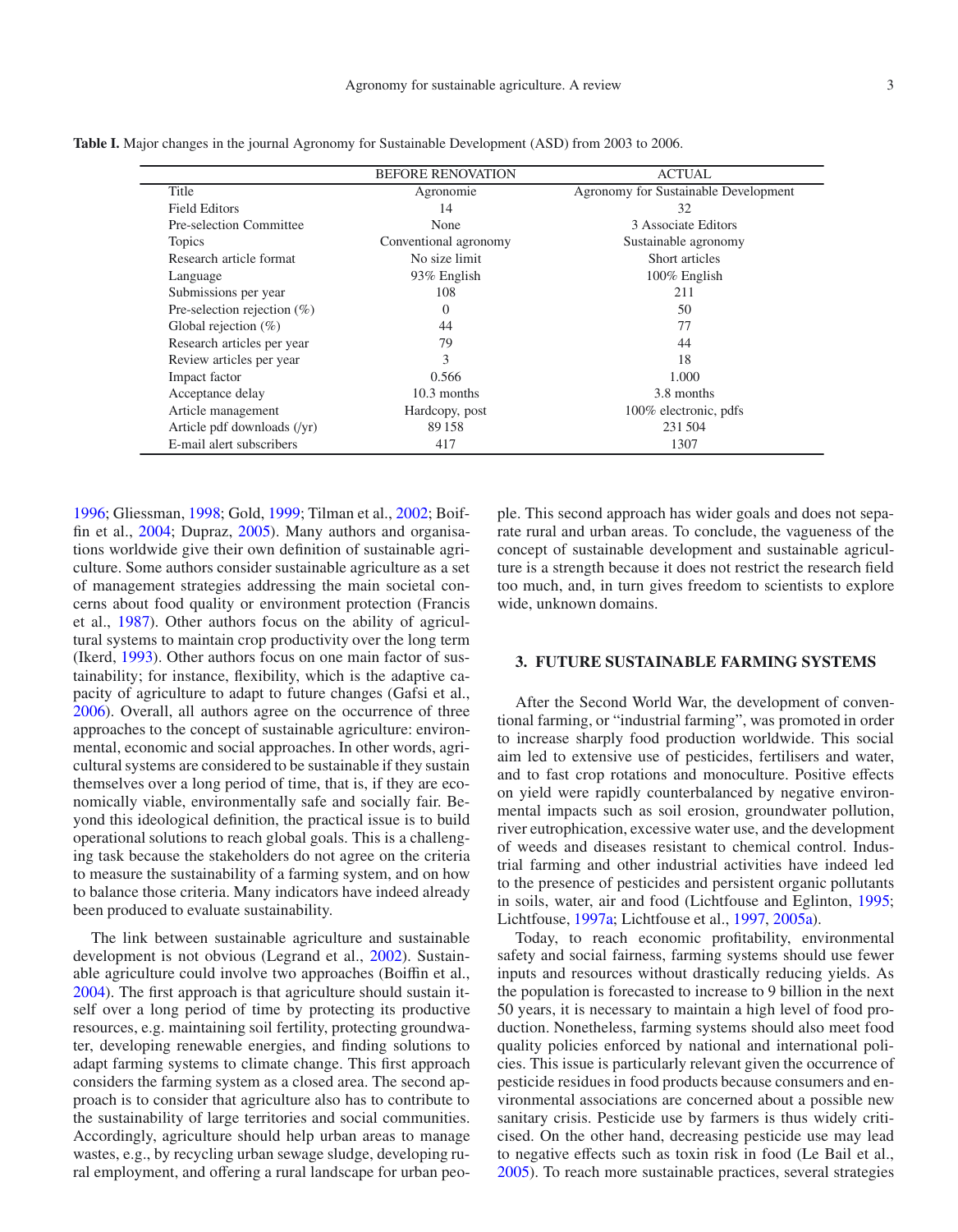**Table I.** Major changes in the journal Agronomy for Sustainable Development (ASD) from 2003 to 2006.

| | BEFORE RENOVATION | ACTUAL |
|---|---|---|
| Title | Agronomie | Agronomy for Sustainable Development |
| Field Editors | 14 | 32 |
| Pre-selection Committee | None | 3 Associate Editors |
| Topics | Conventional agronomy | Sustainable agronomy |
| Research article format | No size limit | Short articles |
| Language | 93% English | 100% English |
| Submissions per year | 108 | 211 |
| Pre-selection rejection (%) | 0 | 50 |
| Global rejection (%) | 44 | 77 |
| Research articles per year | 79 | 44 |
| Review articles per year | 3 | 18 |
| Impact factor | 0.566 | 1.000 |
| Acceptance delay | 10.3 months | 3.8 months |
| Article management | Hardcopy, post | 100% electronic, pdfs |
| Article pdf downloads (/yr) | 89 158 | 231 504 |
| E-mail alert subscribers | 417 | 1307 |

1996; Gliessman, 1998; Gold, 1999; Tilman et al., 2002; Boiffin et al., 2004; Dupraz, 2005). Many authors and organisations worldwide give their own definition of sustainable agriculture. Some authors consider sustainable agriculture as a set of management strategies addressing the main societal concerns about food quality or environment protection (Francis et al., 1987). Other authors focus on the ability of agricultural systems to maintain crop productivity over the long term (Ikerd, 1993). Other authors focus on one main factor of sustainability; for instance, flexibility, which is the adaptive capacity of agriculture to adapt to future changes (Gafsi et al., 2006). Overall, all authors agree on the occurrence of three approaches to the concept of sustainable agriculture: environmental, economic and social approaches. In other words, agricultural systems are considered to be sustainable if they sustain themselves over a long period of time, that is, if they are economically viable, environmentally safe and socially fair. Beyond this ideological definition, the practical issue is to build operational solutions to reach global goals. This is a challenging task because the stakeholders do not agree on the criteria to measure the sustainability of a farming system, and on how to balance those criteria. Many indicators have indeed already been produced to evaluate sustainability.

The link between sustainable agriculture and sustainable development is not obvious (Legrand et al., 2002). Sustainable agriculture could involve two approaches (Boiffin et al., 2004). The first approach is that agriculture should sustain itself over a long period of time by protecting its productive resources, e.g. maintaining soil fertility, protecting groundwater, developing renewable energies, and finding solutions to adapt farming systems to climate change. This first approach considers the farming system as a closed area. The second approach is to consider that agriculture also has to contribute to the sustainability of large territories and social communities. Accordingly, agriculture should help urban areas to manage wastes, e.g., by recycling urban sewage sludge, developing rural employment, and offering a rural landscape for urban people. This second approach has wider goals and does not separate rural and urban areas. To conclude, the vagueness of the concept of sustainable development and sustainable agriculture is a strength because it does not restrict the research field too much, and, in turn gives freedom to scientists to explore wide, unknown domains.

## 3. FUTURE SUSTAINABLE FARMING SYSTEMS

After the Second World War, the development of conventional farming, or "industrial farming", was promoted in order to increase sharply food production worldwide. This social aim led to extensive use of pesticides, fertilisers and water, and to fast crop rotations and monoculture. Positive effects on yield were rapidly counterbalanced by negative environmental impacts such as soil erosion, groundwater pollution, river eutrophication, excessive water use, and the development of weeds and diseases resistant to chemical control. Industrial farming and other industrial activities have indeed led to the presence of pesticides and persistent organic pollutants in soils, water, air and food (Lichtfouse and Eglinton, 1995; Lichtfouse, 1997a; Lichtfouse et al., 1997, 2005a).

Today, to reach economic profitability, environmental safety and social fairness, farming systems should use fewer inputs and resources without drastically reducing yields. As the population is forecasted to increase to 9 billion in the next 50 years, it is necessary to maintain a high level of food production. Nonetheless, farming systems should also meet food quality policies enforced by national and international policies. This issue is particularly relevant given the occurrence of pesticide residues in food products because consumers and environmental associations are concerned about a possible new sanitary crisis. Pesticide use by farmers is thus widely criticised. On the other hand, decreasing pesticide use may lead to negative effects such as toxin risk in food (Le Bail et al., 2005). To reach more sustainable practices, several strategies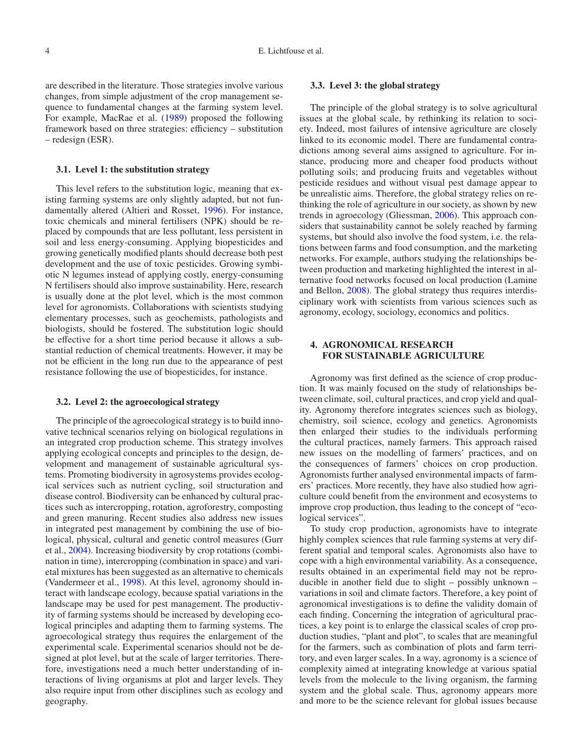are described in the literature. Those strategies involve various changes, from simple adjustment of the crop management sequence to fundamental changes at the farming system level. For example, MacRae et al. (1989) proposed the following framework based on three strategies: efficiency – substitution – redesign (ESR).

### 3.1. Level 1: the substitution strategy

This level refers to the substitution logic, meaning that existing farming systems are only slightly adapted, but not fundamentally altered (Altieri and Rosset, 1996). For instance, toxic chemicals and mineral fertilisers (NPK) should be replaced by compounds that are less pollutant, less persistent in soil and less energy-consuming. Applying biopesticides and growing genetically modified plants should decrease both pest development and the use of toxic pesticides. Growing symbiotic N legumes instead of applying costly, energy-consuming N fertilisers should also improve sustainability. Here, research is usually done at the plot level, which is the most common level for agronomists. Collaborations with scientists studying elementary processes, such as geochemists, pathologists and biologists, should be fostered. The substitution logic should be effective for a short time period because it allows a substantial reduction of chemical treatments. However, it may be not be efficient in the long run due to the appearance of pest resistance following the use of biopesticides, for instance.

### 3.2. Level 2: the agroecological strategy

The principle of the agroecological strategy is to build innovative technical scenarios relying on biological regulations in an integrated crop production scheme. This strategy involves applying ecological concepts and principles to the design, development and management of sustainable agricultural systems. Promoting biodiversity in agrosystems provides ecological services such as nutrient cycling, soil structuration and disease control. Biodiversity can be enhanced by cultural practices such as intercropping, rotation, agroforestry, composting and green manuring. Recent studies also address new issues in integrated pest management by combining the use of biological, physical, cultural and genetic control measures (Gurr et al., 2004). Increasing biodiversity by crop rotations (combination in time), intercropping (combination in space) and varietal mixtures has been suggested as an alternative to chemicals (Vandermeer et al., 1998). At this level, agronomy should interact with landscape ecology, because spatial variations in the landscape may be used for pest management. The productivity of farming systems should be increased by developing ecological principles and adapting them to farming systems. The agroecological strategy thus requires the enlargement of the experimental scale. Experimental scenarios should not be designed at plot level, but at the scale of larger territories. Therefore, investigations need a much better understanding of interactions of living organisms at plot and larger levels. They also require input from other disciplines such as ecology and geography.

### 3.3. Level 3: the global strategy

The principle of the global strategy is to solve agricultural issues at the global scale, by rethinking its relation to society. Indeed, most failures of intensive agriculture are closely linked to its economic model. There are fundamental contradictions among several aims assigned to agriculture. For instance, producing more and cheaper food products without polluting soils; and producing fruits and vegetables without pesticide residues and without visual pest damage appear to be unrealistic aims. Therefore, the global strategy relies on rethinking the role of agriculture in our society, as shown by new trends in agroecology (Gliessman, 2006). This approach considers that sustainability cannot be solely reached by farming systems, but should also involve the food system, i.e. the relations between farms and food consumption, and the marketing networks. For example, authors studying the relationships between production and marketing highlighted the interest in alternative food networks focused on local production (Lamine and Bellon, 2008). The global strategy thus requires interdisciplinary work with scientists from various sciences such as agronomy, ecology, sociology, economics and politics.

## 4. AGRONOMICAL RESEARCH FOR SUSTAINABLE AGRICULTURE

Agronomy was first defined as the science of crop production. It was mainly focused on the study of relationships between climate, soil, cultural practices, and crop yield and quality. Agronomy therefore integrates sciences such as biology, chemistry, soil science, ecology and genetics. Agronomists then enlarged their studies to the individuals performing the cultural practices, namely farmers. This approach raised new issues on the modelling of farmers' practices, and on the consequences of farmers' choices on crop production. Agronomists further analysed environmental impacts of farmers' practices. More recently, they have also studied how agriculture could benefit from the environment and ecosystems to improve crop production, thus leading to the concept of "ecological services".

To study crop production, agronomists have to integrate highly complex sciences that rule farming systems at very different spatial and temporal scales. Agronomists also have to cope with a high environmental variability. As a consequence, results obtained in an experimental field may not be reproducible in another field due to slight – possibly unknown – variations in soil and climate factors. Therefore, a key point of agronomical investigations is to define the validity domain of each finding. Concerning the integration of agricultural practices, a key point is to enlarge the classical scales of crop production studies, "plant and plot", to scales that are meaningful for the farmers, such as combination of plots and farm territory, and even larger scales. In a way, agronomy is a science of complexity aimed at integrating knowledge at various spatial levels from the molecule to the living organism, the farming system and the global scale. Thus, agronomy appears more and more to be the science relevant for global issues because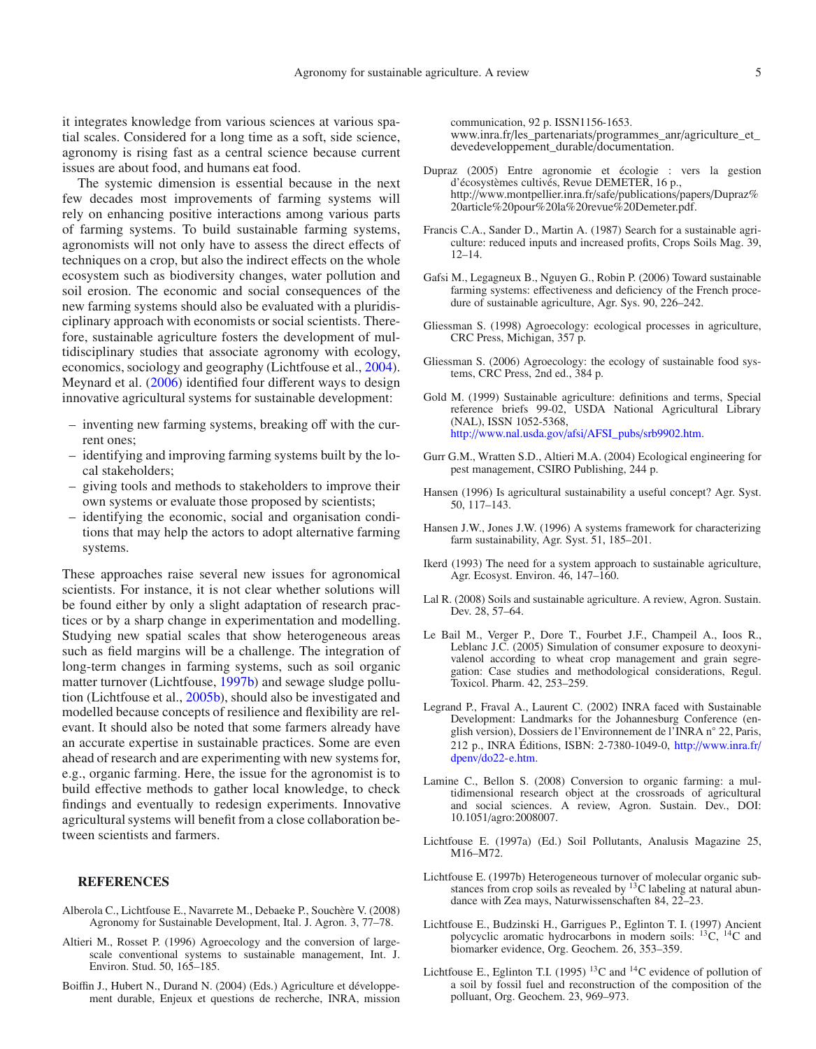it integrates knowledge from various sciences at various spatial scales. Considered for a long time as a soft, side science, agronomy is rising fast as a central science because current issues are about food, and humans eat food.

The systemic dimension is essential because in the next few decades most improvements of farming systems will rely on enhancing positive interactions among various parts of farming systems. To build sustainable farming systems, agronomists will not only have to assess the direct effects of techniques on a crop, but also the indirect effects on the whole ecosystem such as biodiversity changes, water pollution and soil erosion. The economic and social consequences of the new farming systems should also be evaluated with a pluridisciplinary approach with economists or social scientists. Therefore, sustainable agriculture fosters the development of multidisciplinary studies that associate agronomy with ecology, economics, sociology and geography (Lichtfouse et al., 2004). Meynard et al. (2006) identified four different ways to design innovative agricultural systems for sustainable development:

- inventing new farming systems, breaking off with the current ones;
- identifying and improving farming systems built by the local stakeholders;
- giving tools and methods to stakeholders to improve their own systems or evaluate those proposed by scientists;
- identifying the economic, social and organisation conditions that may help the actors to adopt alternative farming systems.

These approaches raise several new issues for agronomical scientists. For instance, it is not clear whether solutions will be found either by only a slight adaptation of research practices or by a sharp change in experimentation and modelling. Studying new spatial scales that show heterogeneous areas such as field margins will be a challenge. The integration of long-term changes in farming systems, such as soil organic matter turnover (Lichtfouse, 1997b) and sewage sludge pollution (Lichtfouse et al., 2005b), should also be investigated and modelled because concepts of resilience and flexibility are relevant. It should also be noted that some farmers already have an accurate expertise in sustainable practices. Some are even ahead of research and are experimenting with new systems for, e.g., organic farming. Here, the issue for the agronomist is to build effective methods to gather local knowledge, to check findings and eventually to redesign experiments. Innovative agricultural systems will benefit from a close collaboration between scientists and farmers.

## REFERENCES

Alberola C., Lichtfouse E., Navarrete M., Debaeke P., Souchère V. (2008) Agronomy for Sustainable Development, Ital. J. Agron. 3, 77–78.

Altieri M., Rosset P. (1996) Agroecology and the conversion of large-scale conventional systems to sustainable management, Int. J. Environ. Stud. 50, 165–185.

Boiffin J., Hubert N., Durand N. (2004) (Eds.) Agriculture et développement durable, Enjeux et questions de recherche, INRA, mission communication, 92 p. ISSN1156-1653. www.inra.fr/les_partenariats/programmes_anr/agriculture_et_devedeveloppement_durable/documentation.

Dupraz (2005) Entre agronomie et écologie : vers la gestion d'écosystèmes cultivés, Revue DEMETER, 16 p., http://www.montpellier.inra.fr/safe/publications/papers/Dupraz%20article%20pour%20la%20revue%20Demeter.pdf.

Francis C.A., Sander D., Martin A. (1987) Search for a sustainable agriculture: reduced inputs and increased profits, Crops Soils Mag. 39, 12–14.

Gafsi M., Legagneux B., Nguyen G., Robin P. (2006) Toward sustainable farming systems: effectiveness and deficiency of the French procedure of sustainable agriculture, Agr. Sys. 90, 226–242.

Gliessman S. (1998) Agroecology: ecological processes in agriculture, CRC Press, Michigan, 357 p.

Gliessman S. (2006) Agroecology: the ecology of sustainable food systems, CRC Press, 2nd ed., 384 p.

Gold M. (1999) Sustainable agriculture: definitions and terms, Special reference briefs 99-02, USDA National Agricultural Library (NAL), ISSN 1052-5368, http://www.nal.usda.gov/afsi/AFSI_pubs/srb9902.htm.

Gurr G.M., Wratten S.D., Altieri M.A. (2004) Ecological engineering for pest management, CSIRO Publishing, 244 p.

Hansen (1996) Is agricultural sustainability a useful concept? Agr. Syst. 50, 117–143.

Hansen J.W., Jones J.W. (1996) A systems framework for characterizing farm sustainability, Agr. Syst. 51, 185–201.

Ikerd (1993) The need for a system approach to sustainable agriculture, Agr. Ecosyst. Environ. 46, 147–160.

Lal R. (2008) Soils and sustainable agriculture. A review, Agron. Sustain. Dev. 28, 57–64.

Le Bail M., Verger P., Dore T., Fourbet J.F., Champeil A., Ioos R., Leblanc J.C. (2005) Simulation of consumer exposure to deoxynivalenol according to wheat crop management and grain segregation: Case studies and methodological considerations, Regul. Toxicol. Pharm. 42, 253–259.

Legrand P., Fraval A., Laurent C. (2002) INRA faced with Sustainable Development: Landmarks for the Johannesburg Conference (english version), Dossiers de l'Environnement de l'INRA n° 22, Paris, 212 p., INRA Éditions, ISBN: 2-7380-1049-0, http://www.inra.fr/dpenv/do22-e.htm.

Lamine C., Bellon S. (2008) Conversion to organic farming: a multidimensional research object at the crossroads of agricultural and social sciences. A review, Agron. Sustain. Dev., DOI: 10.1051/agro:2008007.

Lichtfouse E. (1997a) (Ed.) Soil Pollutants, Analusis Magazine 25, M16–M72.

Lichtfouse E. (1997b) Heterogeneous turnover of molecular organic substances from crop soils as revealed by $^{13}C$ labeling at natural abundance with Zea mays, Naturwissenschaften 84, 22–23.

Lichtfouse E., Budzinski H., Garrigues P., Eglinton T. I. (1997) Ancient polycyclic aromatic hydrocarbons in modern soils: $^{13}C$, $^{14}C$ and biomarker evidence, Org. Geochem. 26, 353–359.

Lichtfouse E., Eglinton T.I. (1995) $^{13}C$ and $^{14}C$ evidence of pollution of a soil by fossil fuel and reconstruction of the composition of the pollutant, Org. Geochem. 23, 969–973.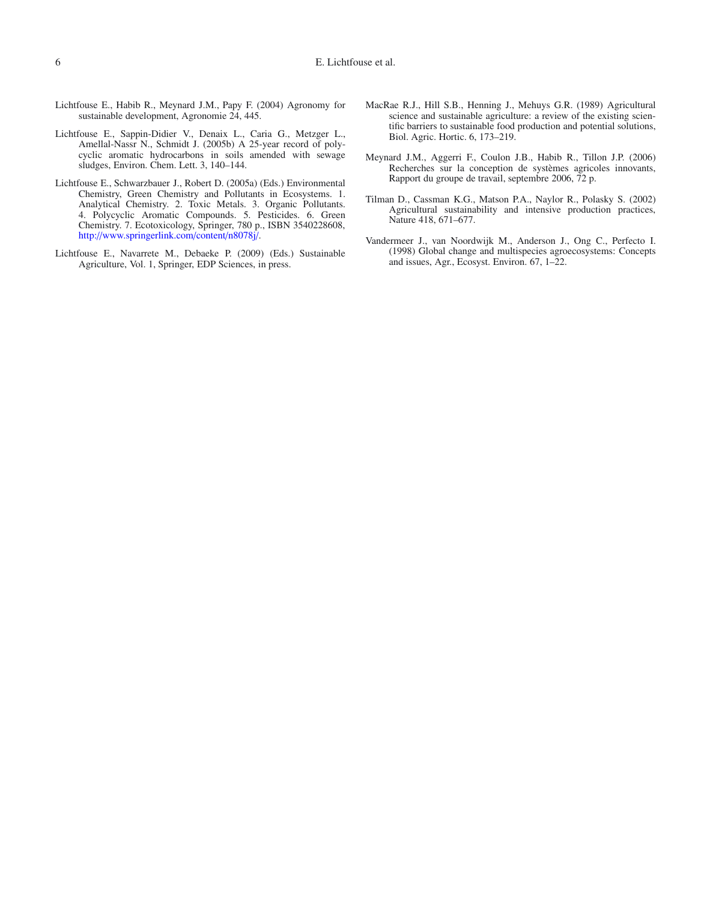Lichtfouse E., Habib R., Meynard J.M., Papy F. (2004) Agronomy for sustainable development, Agronomie 24, 445.

Lichtfouse E., Sappin-Didier V., Denaix L., Caria G., Metzger L., Amellal-Nassr N., Schmidt J. (2005b) A 25-year record of polycyclic aromatic hydrocarbons in soils amended with sewage sludges, Environ. Chem. Lett. 3, 140–144.

Lichtfouse E., Schwarzbauer J., Robert D. (2005a) (Eds.) Environmental Chemistry, Green Chemistry and Pollutants in Ecosystems. 1. Analytical Chemistry. 2. Toxic Metals. 3. Organic Pollutants. 4. Polycyclic Aromatic Compounds. 5. Pesticides. 6. Green Chemistry. 7. Ecotoxicology, Springer, 780 p., ISBN 3540228608, http://www.springerlink.com/content/n8078j/.

Lichtfouse E., Navarrete M., Debaeke P. (2009) (Eds.) Sustainable Agriculture, Vol. 1, Springer, EDP Sciences, in press.

MacRae R.J., Hill S.B., Henning J., Mehuys G.R. (1989) Agricultural science and sustainable agriculture: a review of the existing scientific barriers to sustainable food production and potential solutions, Biol. Agric. Hortic. 6, 173–219.

Meynard J.M., Aggerri F., Coulon J.B., Habib R., Tillon J.P. (2006) Recherches sur la conception de systèmes agricoles innovants, Rapport du groupe de travail, septembre 2006, 72 p.

Tilman D., Cassman K.G., Matson P.A., Naylor R., Polasky S. (2002) Agricultural sustainability and intensive production practices, Nature 418, 671–677.

Vandermeer J., van Noordwijk M., Anderson J., Ong C., Perfecto I. (1998) Global change and multispecies agroecosystems: Concepts and issues, Agr., Ecosyst. Environ. 67, 1–22.